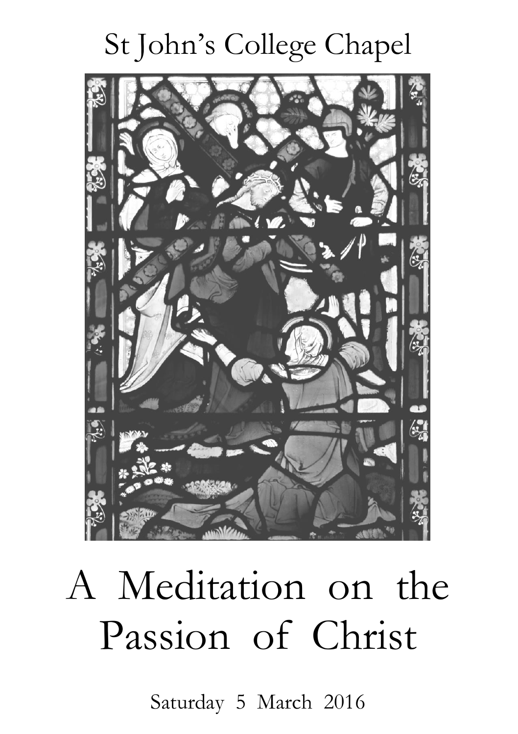St John's College Chapel

# A Meditation on the Passion of Christ

Saturday 5 March 2016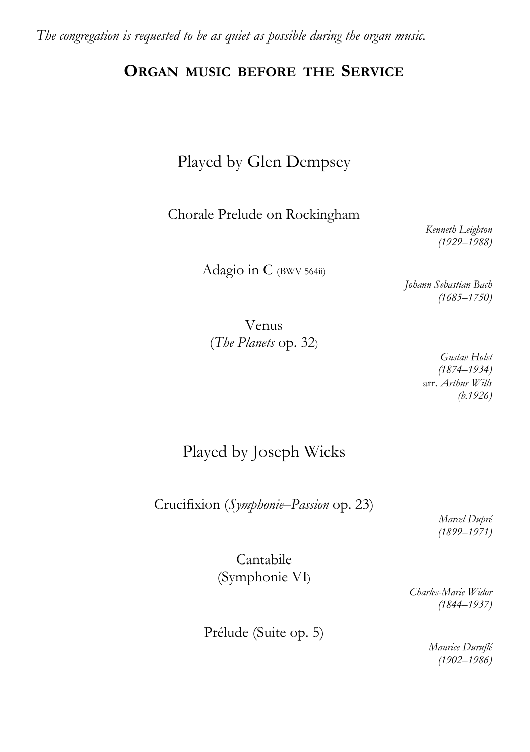*The congregation is requested to be as quiet as possible during the organ music.*

## ORGAN MUSIC BEFORE THE SERVICE

### Played by Glen Dempsey

Chorale Prelude on Rockingham

*Kenneth Leighton*
*(1929–1988)*

Adagio in C (BWV 564ii)

*Johann Sebastian Bach*
*(1685–1750)*

Venus
(*The Planets* op. 32)

*Gustav Holst*
*(1874–1934)*
arr. *Arthur Wills*
*(b.1926)*

### Played by Joseph Wicks

Crucifixion (*Symphonie–Passion* op. 23)

*Marcel Dupré*
*(1899–1971)*

Cantabile
(Symphonie VI)

*Charles-Marie Widor*
*(1844–1937)*

Prélude (Suite op. 5)

*Maurice Duruflé*
*(1902–1986)*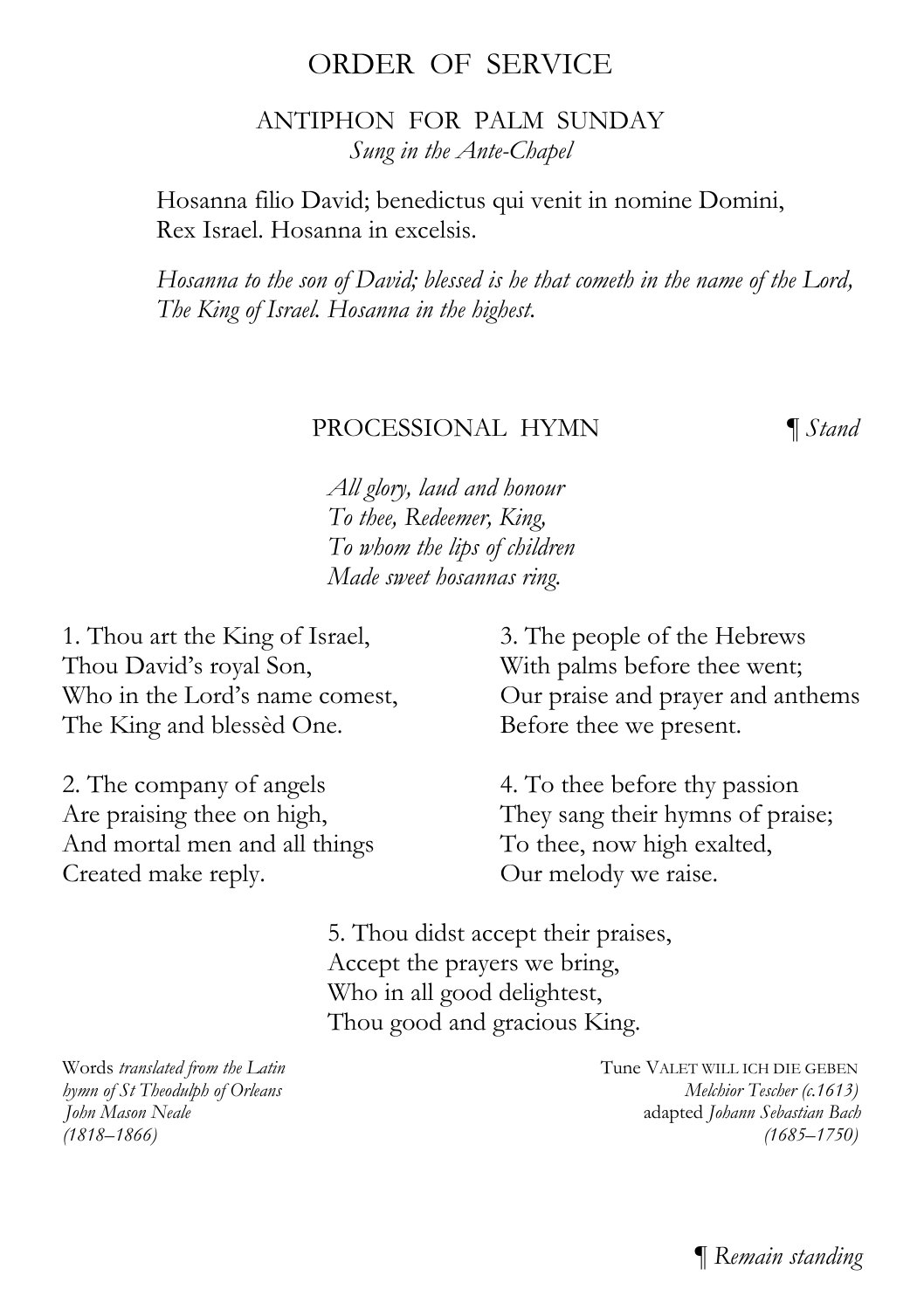# ORDER OF SERVICE

## ANTIPHON FOR PALM SUNDAY

*Sung in the Ante-Chapel*

Hosanna filio David; benedictus qui venit in nomine Domini,
Rex Israel. Hosanna in excelsis.

*Hosanna to the son of David; blessed is he that cometh in the name of the Lord,
The King of Israel. Hosanna in the highest.*

## PROCESSIONAL HYMN

¶ *Stand*

*All glory, laud and honour
To thee, Redeemer, King,
To whom the lips of children
Made sweet hosannas ring.*

1. Thou art the King of Israel,
Thou David's royal Son,
Who in the Lord's name comest,
The King and blessèd One.

2. The company of angels
Are praising thee on high,
And mortal men and all things
Created make reply.

3. The people of the Hebrews
With palms before thee went;
Our praise and prayer and anthems
Before thee we present.

4. To thee before thy passion
They sang their hymns of praise;
To thee, now high exalted,
Our melody we raise.

5. Thou didst accept their praises,
Accept the prayers we bring,
Who in all good delightest,
Thou good and gracious King.

Words *translated from the Latin hymn of St Theodulph of Orleans*
*John Mason Neale*
*(1818–1866)*

Tune VALET WILL ICH DIE GEBEN
*Melchior Tescher (c.1613)*
adapted *Johann Sebastian Bach*
*(1685–1750)*

¶ *Remain standing*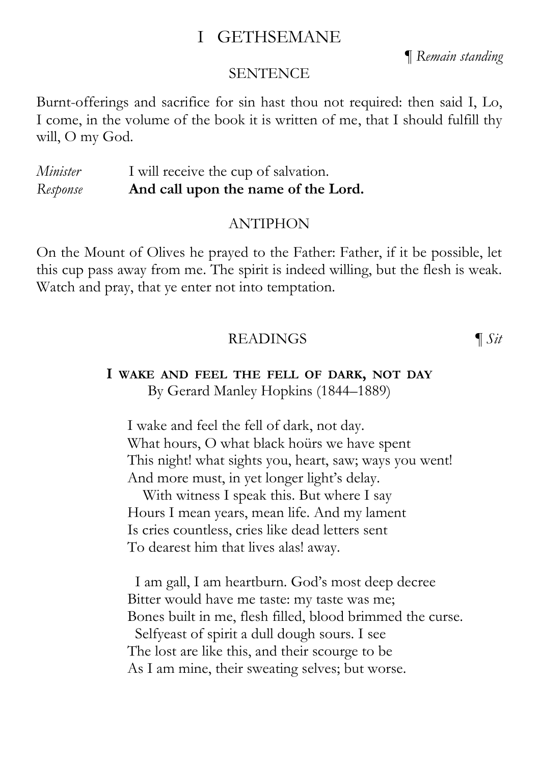# I GETHSEMANE

*¶ Remain standing*

## SENTENCE

Burnt-offerings and sacrifice for sin hast thou not required: then said I, Lo, I come, in the volume of the book it is written of me, that I should fulfill thy will, O my God.

*Minister* I will receive the cup of salvation.
*Response* **And call upon the name of the Lord.**

## ANTIPHON

On the Mount of Olives he prayed to the Father: Father, if it be possible, let this cup pass away from me. The spirit is indeed willing, but the flesh is weak. Watch and pray, that ye enter not into temptation.

## READINGS

*¶ Sit*

### I WAKE AND FEEL THE FELL OF DARK, NOT DAY

By Gerard Manley Hopkins (1844–1889)

I wake and feel the fell of dark, not day.
What hours, O what black hoürs we have spent
This night! what sights you, heart, saw; ways you went!
And more must, in yet longer light's delay.
With witness I speak this. But where I say
Hours I mean years, mean life. And my lament
Is cries countless, cries like dead letters sent
To dearest him that lives alas! away.

I am gall, I am heartburn. God's most deep decree
Bitter would have me taste: my taste was me;
Bones built in me, flesh filled, blood brimmed the curse.
Selfyeast of spirit a dull dough sours. I see
The lost are like this, and their scourge to be
As I am mine, their sweating selves; but worse.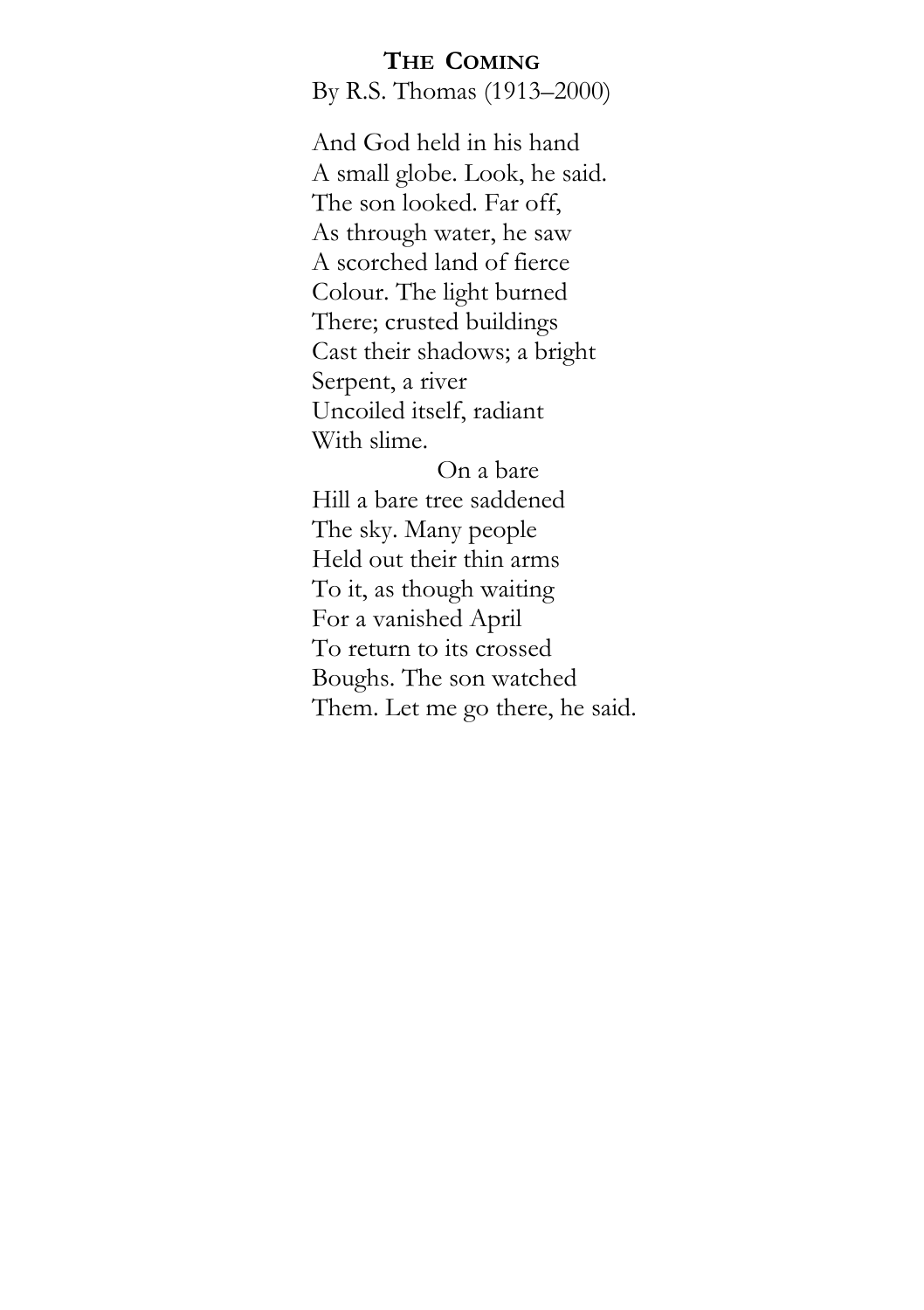# The Coming

By R.S. Thomas (1913–2000)

And God held in his hand  
A small globe. Look, he said.  
The son looked. Far off,  
As through water, he saw  
A scorched land of fierce  
Colour. The light burned  
There; crusted buildings  
Cast their shadows; a bright  
Serpent, a river  
Uncoiled itself, radiant  
With slime.

                    On a bare  
Hill a bare tree saddened  
The sky. Many people  
Held out their thin arms  
To it, as though waiting  
For a vanished April  
To return to its crossed  
Boughs. The son watched  
Them. Let me go there, he said.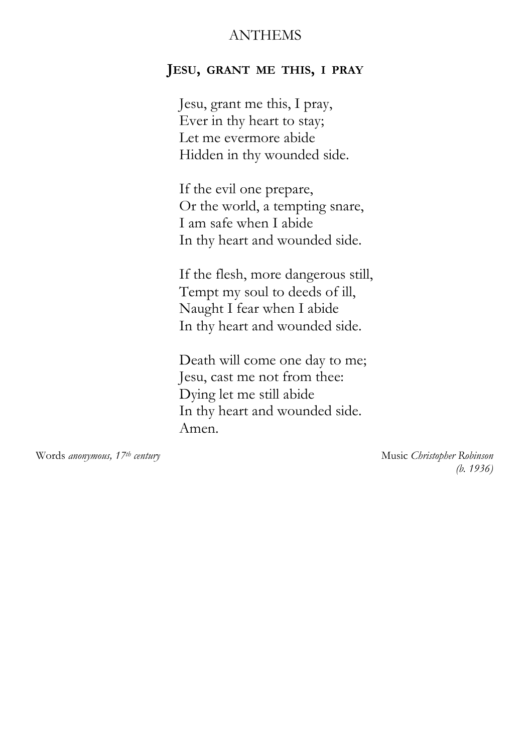# ANTHEMS

## Jesu, grant me this, I pray

Jesu, grant me this, I pray,  
Ever in thy heart to stay;  
Let me evermore abide  
Hidden in thy wounded side.

If the evil one prepare,  
Or the world, a tempting snare,  
I am safe when I abide  
In thy heart and wounded side.

If the flesh, more dangerous still,  
Tempt my soul to deeds of ill,  
Naught I fear when I abide  
In thy heart and wounded side.

Death will come one day to me;  
Jesu, cast me not from thee:  
Dying let me still abide  
In thy heart and wounded side.  
Amen.

Words *anonymous, 17th century*

Music *Christopher Robinson (b. 1936)*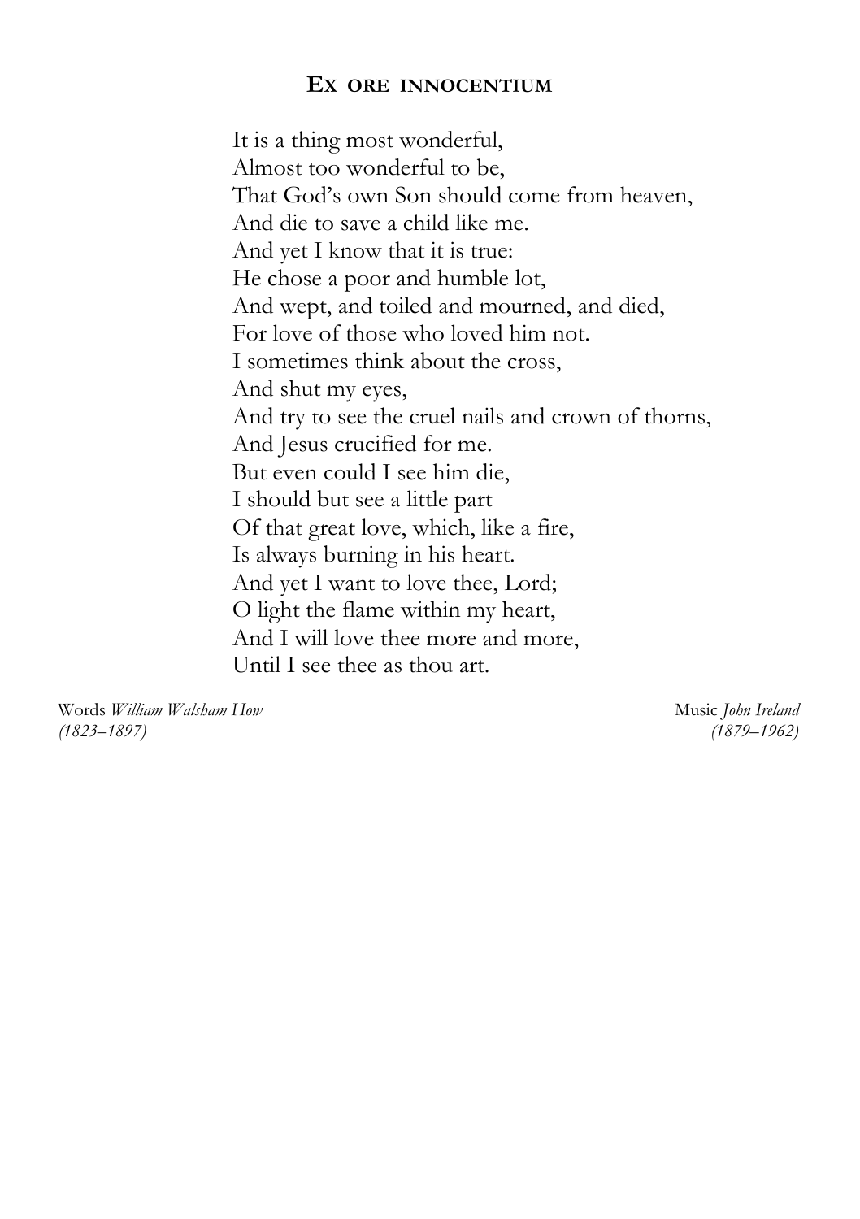## Ex ore innocentium

It is a thing most wonderful,  
Almost too wonderful to be,  
That God's own Son should come from heaven,  
And die to save a child like me.  
And yet I know that it is true:  
He chose a poor and humble lot,  
And wept, and toiled and mourned, and died,  
For love of those who loved him not.  
I sometimes think about the cross,  
And shut my eyes,  
And try to see the cruel nails and crown of thorns,  
And Jesus crucified for me.  
But even could I see him die,  
I should but see a little part  
Of that great love, which, like a fire,  
Is always burning in his heart.  
And yet I want to love thee, Lord;  
O light the flame within my heart,  
And I will love thee more and more,  
Until I see thee as thou art.

Words *William Walsham How*  
*(1823–1897)*

Music *John Ireland*  
*(1879–1962)*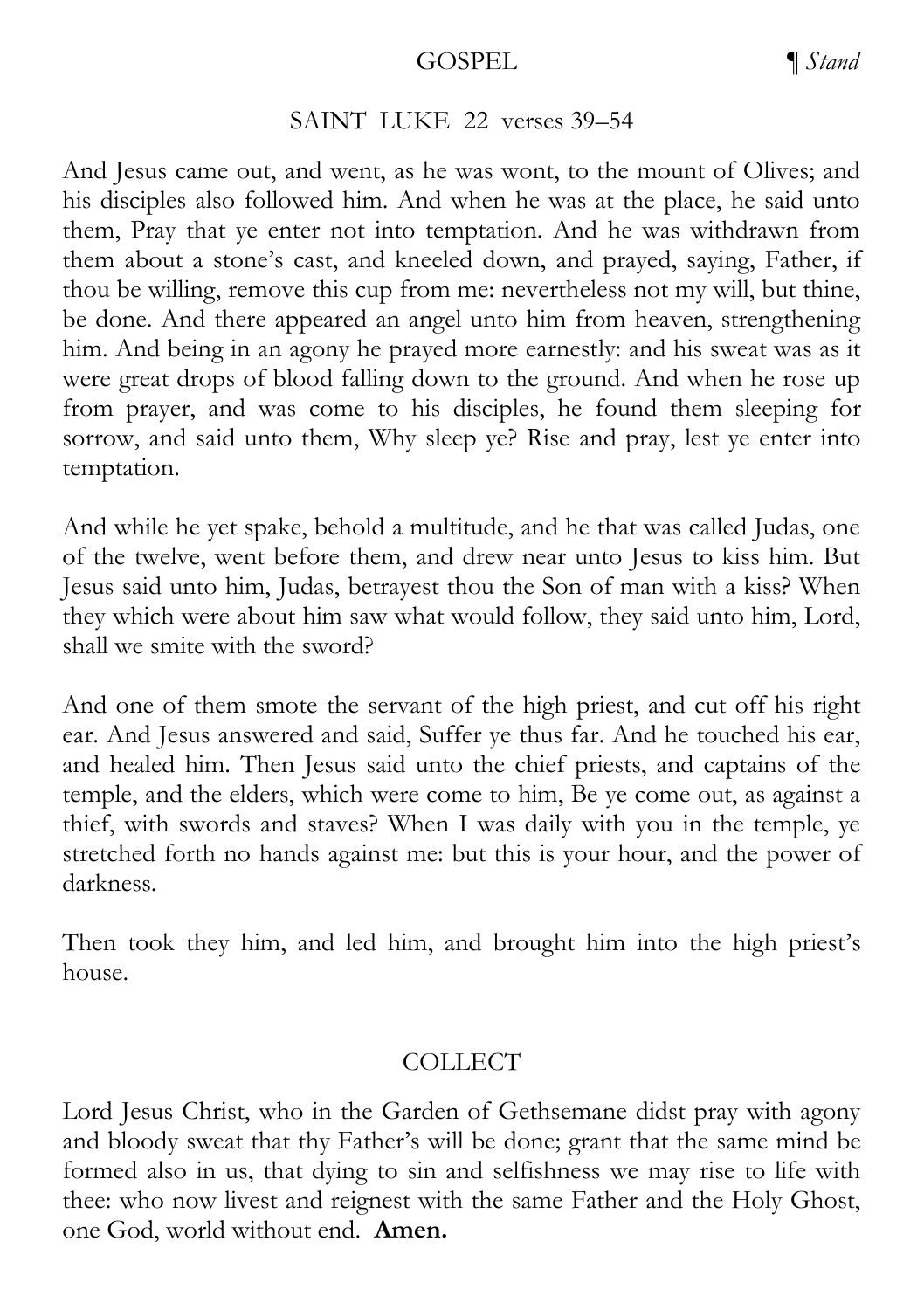## GOSPEL

¶ *Stand*

### SAINT LUKE 22 verses 39–54

And Jesus came out, and went, as he was wont, to the mount of Olives; and his disciples also followed him. And when he was at the place, he said unto them, Pray that ye enter not into temptation. And he was withdrawn from them about a stone's cast, and kneeled down, and prayed, saying, Father, if thou be willing, remove this cup from me: nevertheless not my will, but thine, be done. And there appeared an angel unto him from heaven, strengthening him. And being in an agony he prayed more earnestly: and his sweat was as it were great drops of blood falling down to the ground. And when he rose up from prayer, and was come to his disciples, he found them sleeping for sorrow, and said unto them, Why sleep ye? Rise and pray, lest ye enter into temptation.

And while he yet spake, behold a multitude, and he that was called Judas, one of the twelve, went before them, and drew near unto Jesus to kiss him. But Jesus said unto him, Judas, betrayest thou the Son of man with a kiss? When they which were about him saw what would follow, they said unto him, Lord, shall we smite with the sword?

And one of them smote the servant of the high priest, and cut off his right ear. And Jesus answered and said, Suffer ye thus far. And he touched his ear, and healed him. Then Jesus said unto the chief priests, and captains of the temple, and the elders, which were come to him, Be ye come out, as against a thief, with swords and staves? When I was daily with you in the temple, ye stretched forth no hands against me: but this is your hour, and the power of darkness.

Then took they him, and led him, and brought him into the high priest's house.

## COLLECT

Lord Jesus Christ, who in the Garden of Gethsemane didst pray with agony and bloody sweat that thy Father's will be done; grant that the same mind be formed also in us, that dying to sin and selfishness we may rise to life with thee: who now livest and reignest with the same Father and the Holy Ghost, one God, world without end. **Amen.**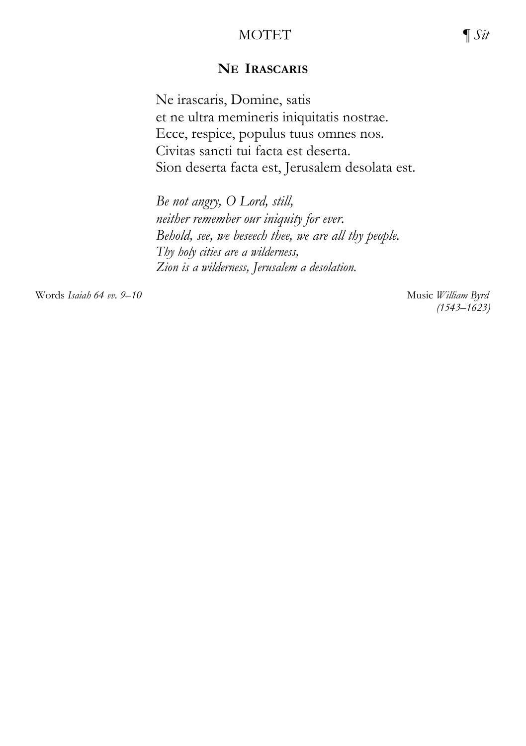MOTET ¶ *Sit*

## NE IRASCARIS

Ne irascaris, Domine, satis
et ne ultra memineris iniquitatis nostrae.
Ecce, respice, populus tuus omnes nos.
Civitas sancti tui facta est deserta.
Sion deserta facta est, Jerusalem desolata est.

*Be not angry, O Lord, still,*
*neither remember our iniquity for ever.*
*Behold, see, we beseech thee, we are all thy people.*
*Thy holy cities are a wilderness,*
*Zion is a wilderness, Jerusalem a desolation.*

Words *Isaiah 64 vv. 9–10*

Music *William Byrd*
*(1543–1623)*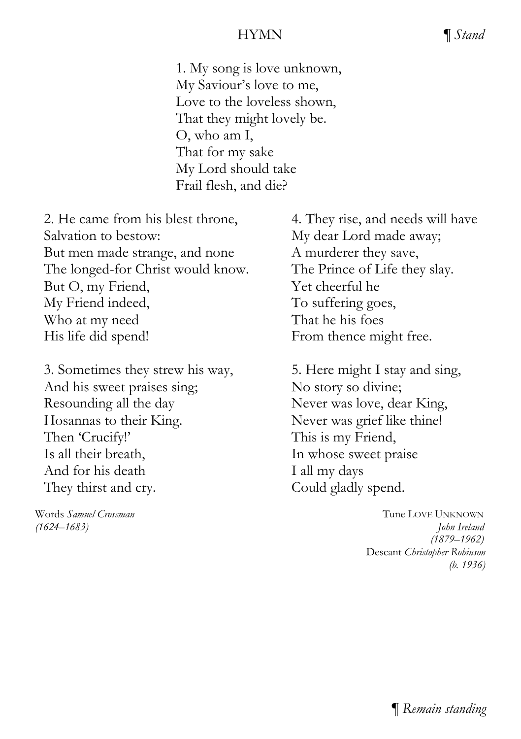## HYMN

¶ *Stand*

1. My song is love unknown,  
My Saviour's love to me,  
Love to the loveless shown,  
That they might lovely be.  
O, who am I,  
That for my sake  
My Lord should take  
Frail flesh, and die?

2. He came from his blest throne,  
Salvation to bestow:  
But men made strange, and none  
The longed-for Christ would know.  
But O, my Friend,  
My Friend indeed,  
Who at my need  
His life did spend!

3. Sometimes they strew his way,  
And his sweet praises sing;  
Resounding all the day  
Hosannas to their King.  
Then 'Crucify!'  
Is all their breath,  
And for his death  
They thirst and cry.

4. They rise, and needs will have  
My dear Lord made away;  
A murderer they save,  
The Prince of Life they slay.  
Yet cheerful he  
To suffering goes,  
That he his foes  
From thence might free.

5. Here might I stay and sing,  
No story so divine;  
Never was love, dear King,  
Never was grief like thine!  
This is my Friend,  
In whose sweet praise  
I all my days  
Could gladly spend.

Words *Samuel Crossman*  
*(1624–1683)*

Tune LOVE UNKNOWN  
*John Ireland*  
*(1879–1962)*  
Descant *Christopher Robinson*  
*(b. 1936)*

¶ *Remain standing*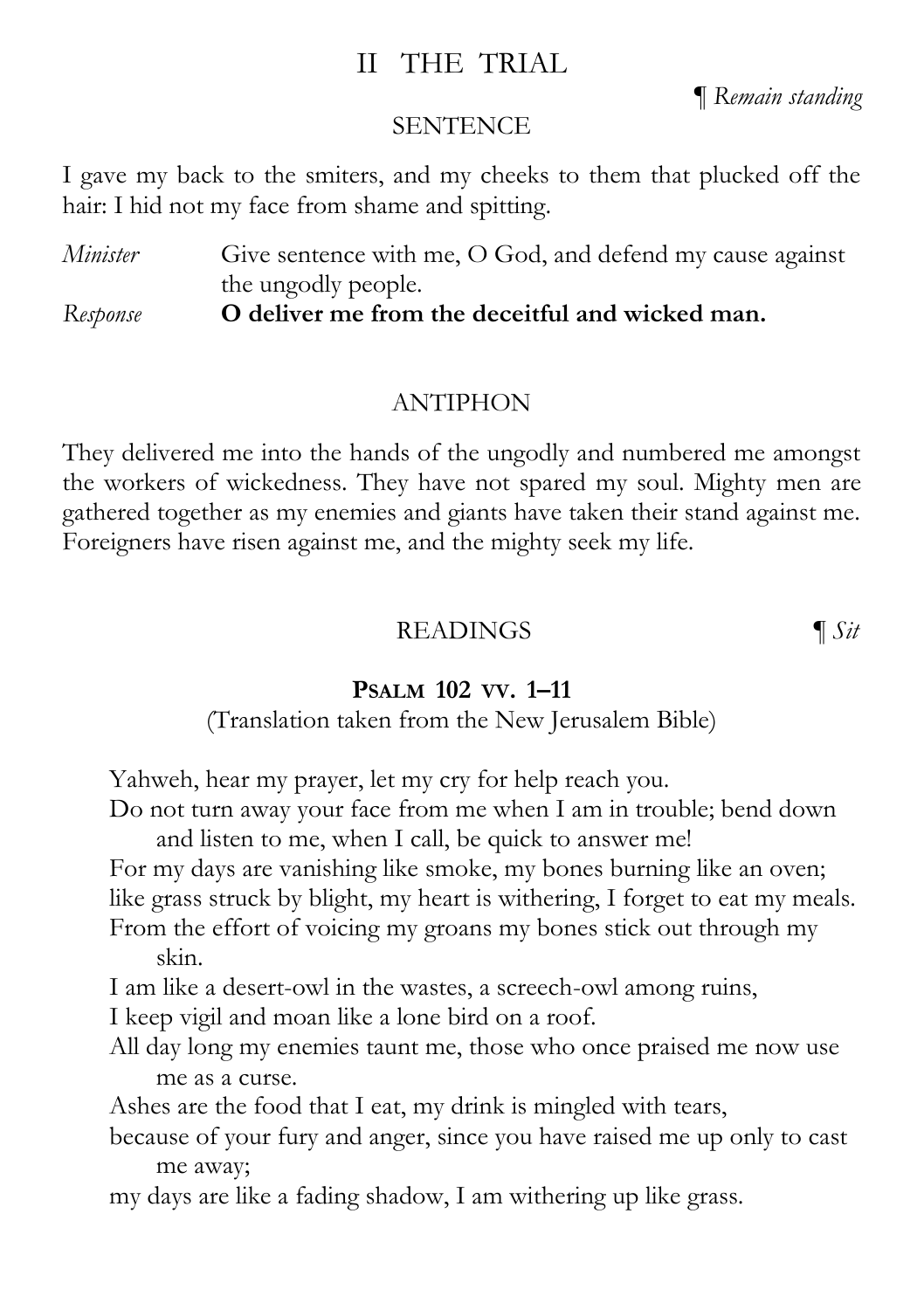# II THE TRIAL

*¶ Remain standing*

## SENTENCE

I gave my back to the smiters, and my cheeks to them that plucked off the hair: I hid not my face from shame and spitting.

*Minister* Give sentence with me, O God, and defend my cause against the ungodly people.

*Response* **O deliver me from the deceitful and wicked man.**

## ANTIPHON

They delivered me into the hands of the ungodly and numbered me amongst the workers of wickedness. They have not spared my soul. Mighty men are gathered together as my enemies and giants have taken their stand against me. Foreigners have risen against me, and the mighty seek my life.

## READINGS

*¶ Sit*

### PSALM 102 VV. 1–11

(Translation taken from the New Jerusalem Bible)

Yahweh, hear my prayer, let my cry for help reach you.
Do not turn away your face from me when I am in trouble; bend down and listen to me, when I call, be quick to answer me!
For my days are vanishing like smoke, my bones burning like an oven;
like grass struck by blight, my heart is withering, I forget to eat my meals.
From the effort of voicing my groans my bones stick out through my skin.
I am like a desert-owl in the wastes, a screech-owl among ruins,
I keep vigil and moan like a lone bird on a roof.
All day long my enemies taunt me, those who once praised me now use me as a curse.
Ashes are the food that I eat, my drink is mingled with tears,
because of your fury and anger, since you have raised me up only to cast me away;
my days are like a fading shadow, I am withering up like grass.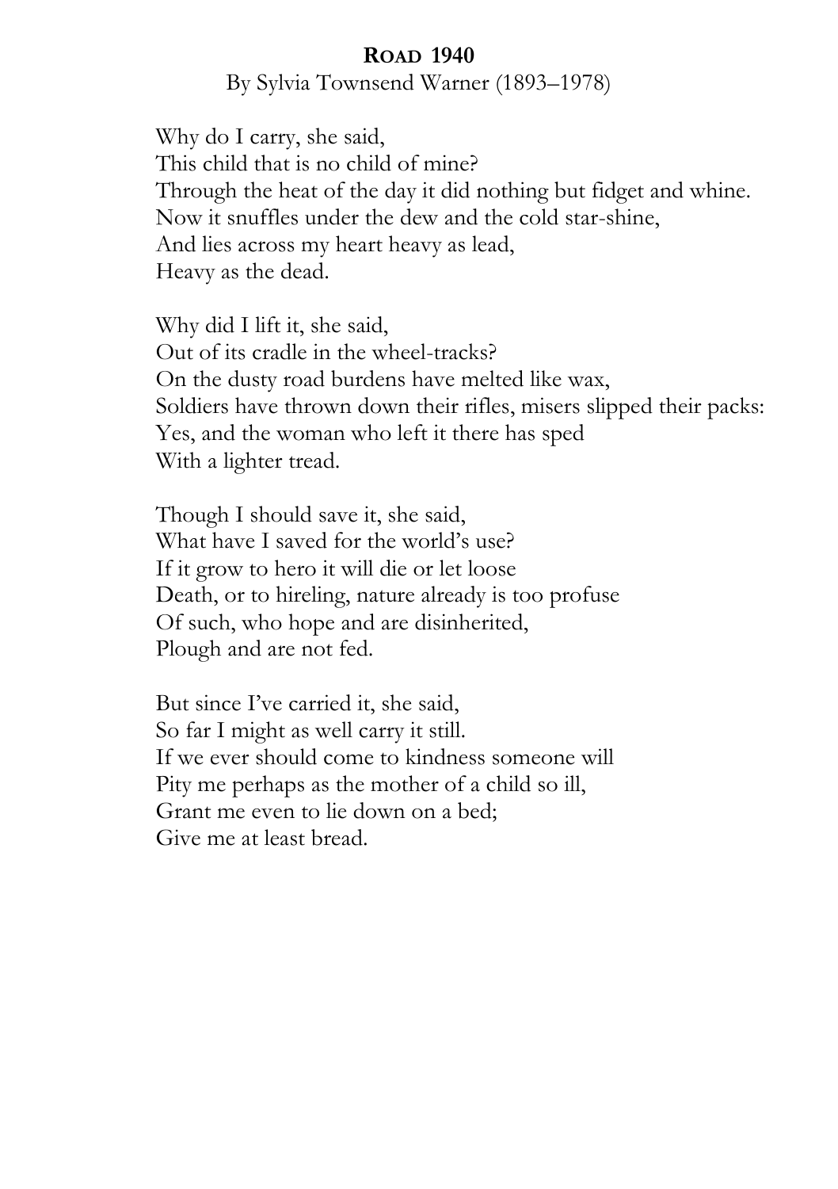## **Road 1940**

By Sylvia Townsend Warner (1893–1978)

Why do I carry, she said,  
This child that is no child of mine?  
Through the heat of the day it did nothing but fidget and whine.  
Now it snuffles under the dew and the cold star-shine,  
And lies across my heart heavy as lead,  
Heavy as the dead.

Why did I lift it, she said,  
Out of its cradle in the wheel-tracks?  
On the dusty road burdens have melted like wax,  
Soldiers have thrown down their rifles, misers slipped their packs:  
Yes, and the woman who left it there has sped  
With a lighter tread.

Though I should save it, she said,  
What have I saved for the world's use?  
If it grow to hero it will die or let loose  
Death, or to hireling, nature already is too profuse  
Of such, who hope and are disinherited,  
Plough and are not fed.

But since I've carried it, she said,  
So far I might as well carry it still.  
If we ever should come to kindness someone will  
Pity me perhaps as the mother of a child so ill,  
Grant me even to lie down on a bed;  
Give me at least bread.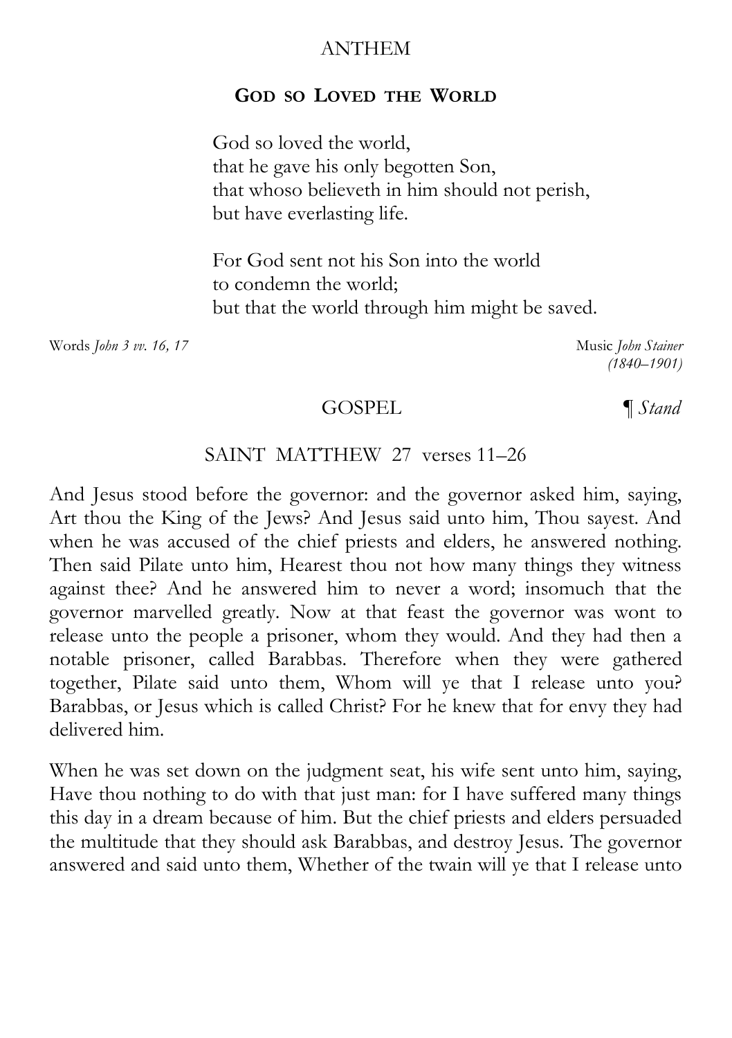## ANTHEM

### God so Loved the World

God so loved the world,  
that he gave his only begotten Son,  
that whoso believeth in him should not perish,  
but have everlasting life.

For God sent not his Son into the world  
to condemn the world;  
but that the world through him might be saved.

Words *John 3 vv. 16, 17* — Music *John Stainer (1840–1901)*

## GOSPEL

¶ *Stand*

### SAINT MATTHEW 27 verses 11–26

And Jesus stood before the governor: and the governor asked him, saying, Art thou the King of the Jews? And Jesus said unto him, Thou sayest. And when he was accused of the chief priests and elders, he answered nothing. Then said Pilate unto him, Hearest thou not how many things they witness against thee? And he answered him to never a word; insomuch that the governor marvelled greatly. Now at that feast the governor was wont to release unto the people a prisoner, whom they would. And they had then a notable prisoner, called Barabbas. Therefore when they were gathered together, Pilate said unto them, Whom will ye that I release unto you? Barabbas, or Jesus which is called Christ? For he knew that for envy they had delivered him.

When he was set down on the judgment seat, his wife sent unto him, saying, Have thou nothing to do with that just man: for I have suffered many things this day in a dream because of him. But the chief priests and elders persuaded the multitude that they should ask Barabbas, and destroy Jesus. The governor answered and said unto them, Whether of the twain will ye that I release unto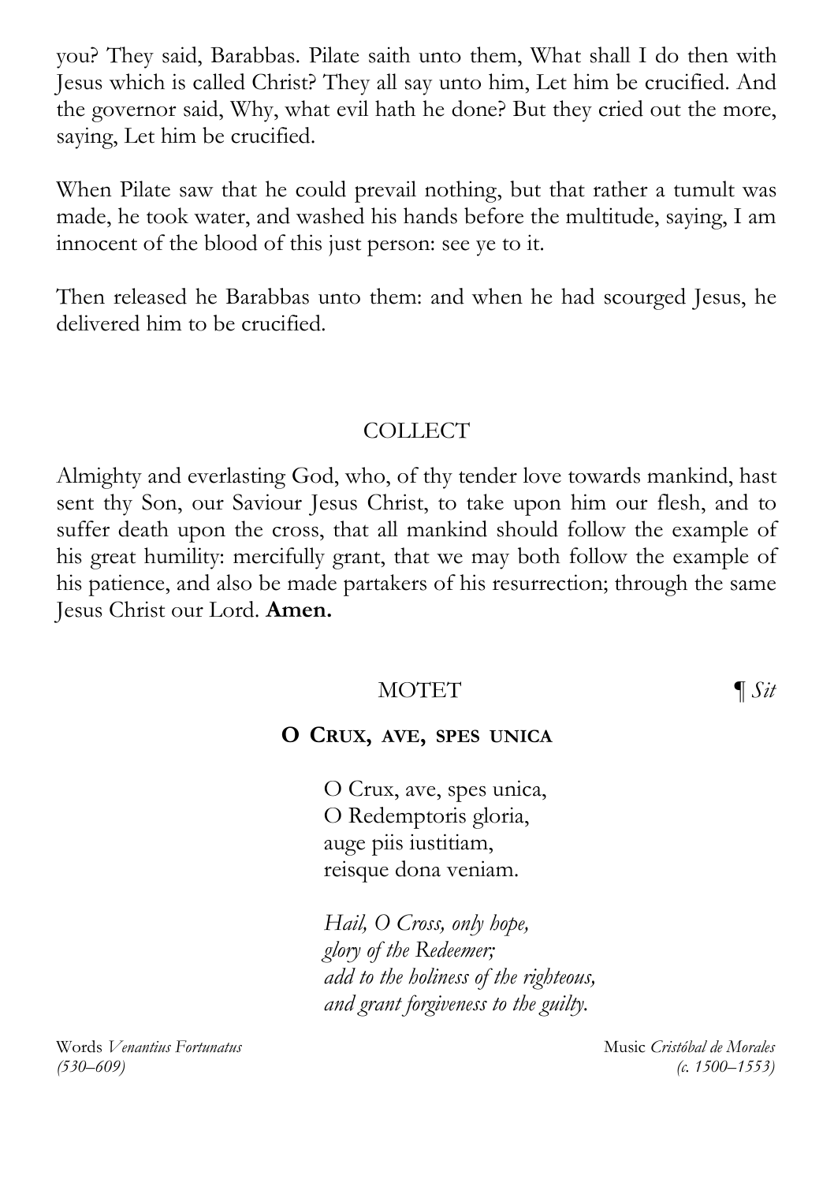you? They said, Barabbas. Pilate saith unto them, What shall I do then with Jesus which is called Christ? They all say unto him, Let him be crucified. And the governor said, Why, what evil hath he done? But they cried out the more, saying, Let him be crucified.

When Pilate saw that he could prevail nothing, but that rather a tumult was made, he took water, and washed his hands before the multitude, saying, I am innocent of the blood of this just person: see ye to it.

Then released he Barabbas unto them: and when he had scourged Jesus, he delivered him to be crucified.

## COLLECT

Almighty and everlasting God, who, of thy tender love towards mankind, hast sent thy Son, our Saviour Jesus Christ, to take upon him our flesh, and to suffer death upon the cross, that all mankind should follow the example of his great humility: mercifully grant, that we may both follow the example of his patience, and also be made partakers of his resurrection; through the same Jesus Christ our Lord. **Amen.**

## MOTET ¶ *Sit*

### O CRUX, AVE, SPES UNICA

O Crux, ave, spes unica,
O Redemptoris gloria,
auge piis iustitiam,
reisque dona veniam.

*Hail, O Cross, only hope,*
*glory of the Redeemer;*
*add to the holiness of the righteous,*
*and grant forgiveness to the guilty.*

Words *Venantius Fortunatus (530–609)*

Music *Cristóbal de Morales (c. 1500–1553)*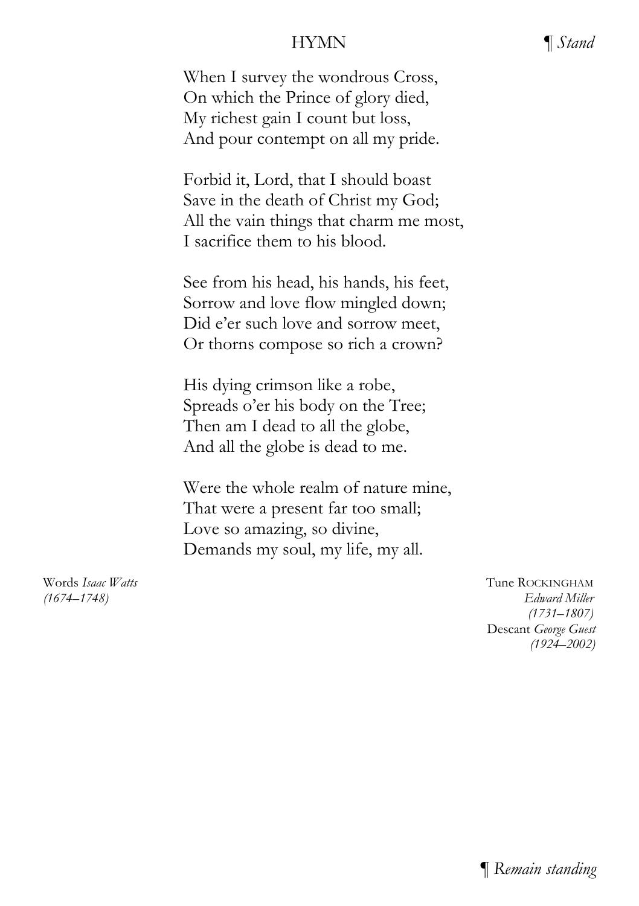## HYMN

¶ *Stand*

When I survey the wondrous Cross,  
On which the Prince of glory died,  
My richest gain I count but loss,  
And pour contempt on all my pride.

Forbid it, Lord, that I should boast  
Save in the death of Christ my God;  
All the vain things that charm me most,  
I sacrifice them to his blood.

See from his head, his hands, his feet,  
Sorrow and love flow mingled down;  
Did e'er such love and sorrow meet,  
Or thorns compose so rich a crown?

His dying crimson like a robe,  
Spreads o'er his body on the Tree;  
Then am I dead to all the globe,  
And all the globe is dead to me.

Were the whole realm of nature mine,  
That were a present far too small;  
Love so amazing, so divine,  
Demands my soul, my life, my all.

Words *Isaac Watts*  
*(1674–1748)*

Tune ROCKINGHAM  
*Edward Miller*  
*(1731–1807)*  
Descant *George Guest*  
*(1924–2002)*

¶ *Remain standing*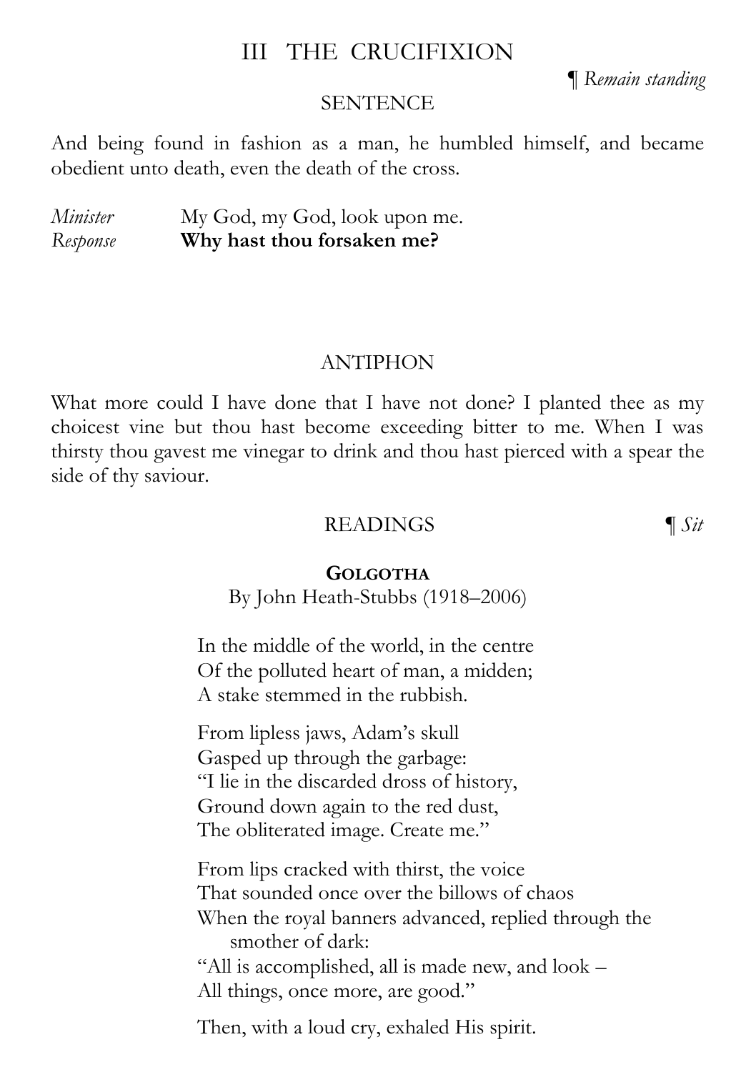# III THE CRUCIFIXION

*¶ Remain standing*

## SENTENCE

And being found in fashion as a man, he humbled himself, and became obedient unto death, even the death of the cross.

*Minister* My God, my God, look upon me.
*Response* **Why hast thou forsaken me?**

## ANTIPHON

What more could I have done that I have not done? I planted thee as my choicest vine but thou hast become exceeding bitter to me. When I was thirsty thou gavest me vinegar to drink and thou hast pierced with a spear the side of thy saviour.

## READINGS

*¶ Sit*

### GOLGOTHA

By John Heath-Stubbs (1918–2006)

In the middle of the world, in the centre
Of the polluted heart of man, a midden;
A stake stemmed in the rubbish.

From lipless jaws, Adam's skull
Gasped up through the garbage:
"I lie in the discarded dross of history,
Ground down again to the red dust,
The obliterated image. Create me."

From lips cracked with thirst, the voice
That sounded once over the billows of chaos
When the royal banners advanced, replied through the
smother of dark:
"All is accomplished, all is made new, and look –
All things, once more, are good."

Then, with a loud cry, exhaled His spirit.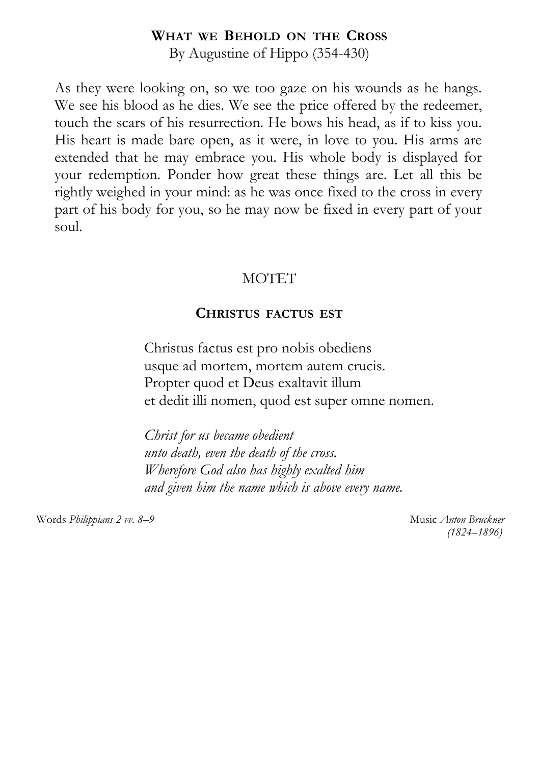## What we Behold on the Cross

By Augustine of Hippo (354-430)

As they were looking on, so we too gaze on his wounds as he hangs. We see his blood as he dies. We see the price offered by the redeemer, touch the scars of his resurrection. He bows his head, as if to kiss you. His heart is made bare open, as it were, in love to you. His arms are extended that he may embrace you. His whole body is displayed for your redemption. Ponder how great these things are. Let all this be rightly weighed in your mind: as he was once fixed to the cross in every part of his body for you, so he may now be fixed in every part of your soul.

## MOTET

### Christus factus est

Christus factus est pro nobis obediens
usque ad mortem, mortem autem crucis.
Propter quod et Deus exaltavit illum
et dedit illi nomen, quod est super omne nomen.

*Christ for us became obedient*
*unto death, even the death of the cross.*
*Wherefore God also has highly exalted him*
*and given him the name which is above every name.*

Words *Philippians 2 vv. 8–9*

Music *Anton Bruckner (1824–1896)*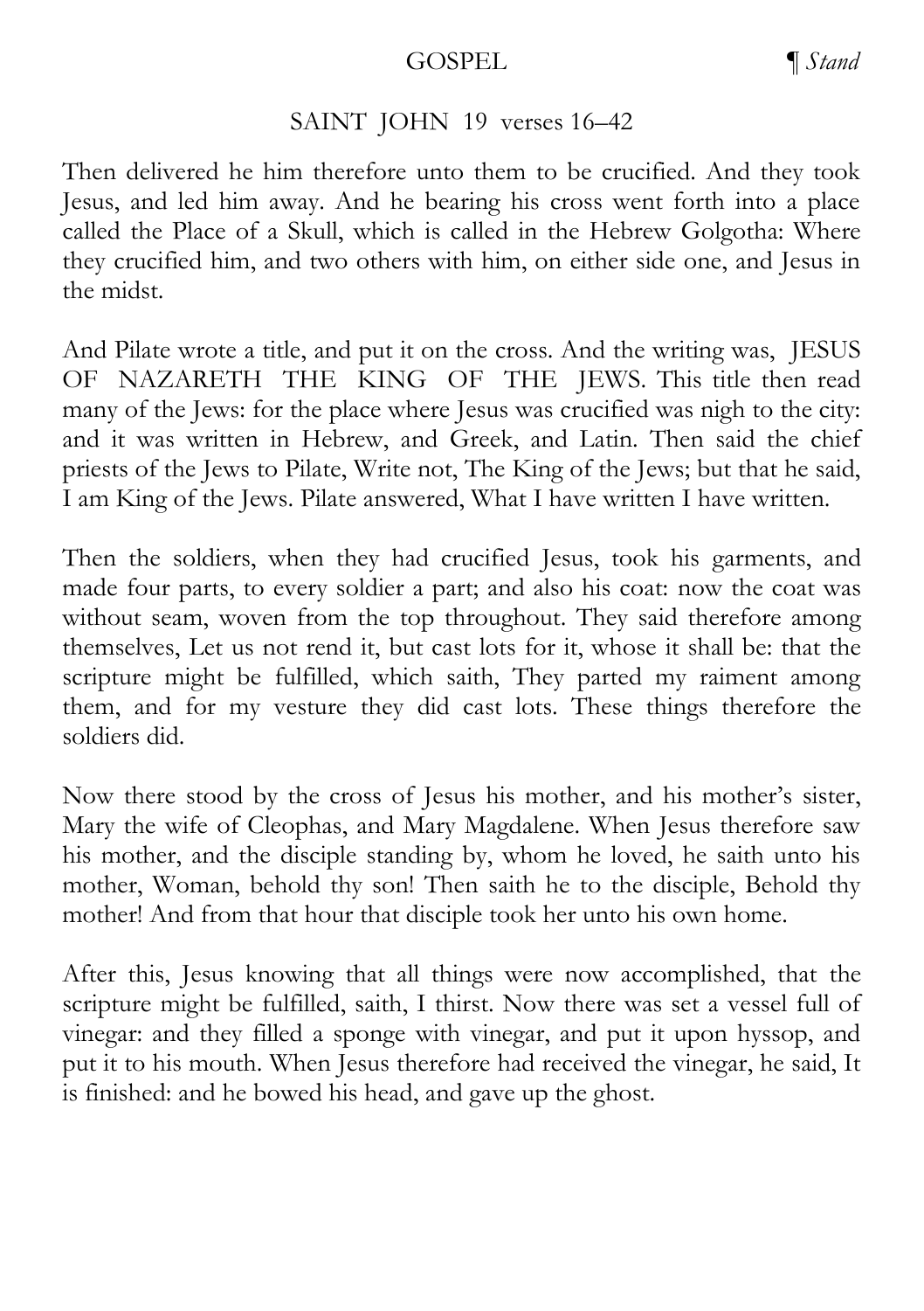## GOSPEL ¶ *Stand*

### SAINT JOHN 19 verses 16–42

Then delivered he him therefore unto them to be crucified. And they took Jesus, and led him away. And he bearing his cross went forth into a place called the Place of a Skull, which is called in the Hebrew Golgotha: Where they crucified him, and two others with him, on either side one, and Jesus in the midst.

And Pilate wrote a title, and put it on the cross. And the writing was, JESUS OF NAZARETH THE KING OF THE JEWS. This title then read many of the Jews: for the place where Jesus was crucified was nigh to the city: and it was written in Hebrew, and Greek, and Latin. Then said the chief priests of the Jews to Pilate, Write not, The King of the Jews; but that he said, I am King of the Jews. Pilate answered, What I have written I have written.

Then the soldiers, when they had crucified Jesus, took his garments, and made four parts, to every soldier a part; and also his coat: now the coat was without seam, woven from the top throughout. They said therefore among themselves, Let us not rend it, but cast lots for it, whose it shall be: that the scripture might be fulfilled, which saith, They parted my raiment among them, and for my vesture they did cast lots. These things therefore the soldiers did.

Now there stood by the cross of Jesus his mother, and his mother's sister, Mary the wife of Cleophas, and Mary Magdalene. When Jesus therefore saw his mother, and the disciple standing by, whom he loved, he saith unto his mother, Woman, behold thy son! Then saith he to the disciple, Behold thy mother! And from that hour that disciple took her unto his own home.

After this, Jesus knowing that all things were now accomplished, that the scripture might be fulfilled, saith, I thirst. Now there was set a vessel full of vinegar: and they filled a sponge with vinegar, and put it upon hyssop, and put it to his mouth. When Jesus therefore had received the vinegar, he said, It is finished: and he bowed his head, and gave up the ghost.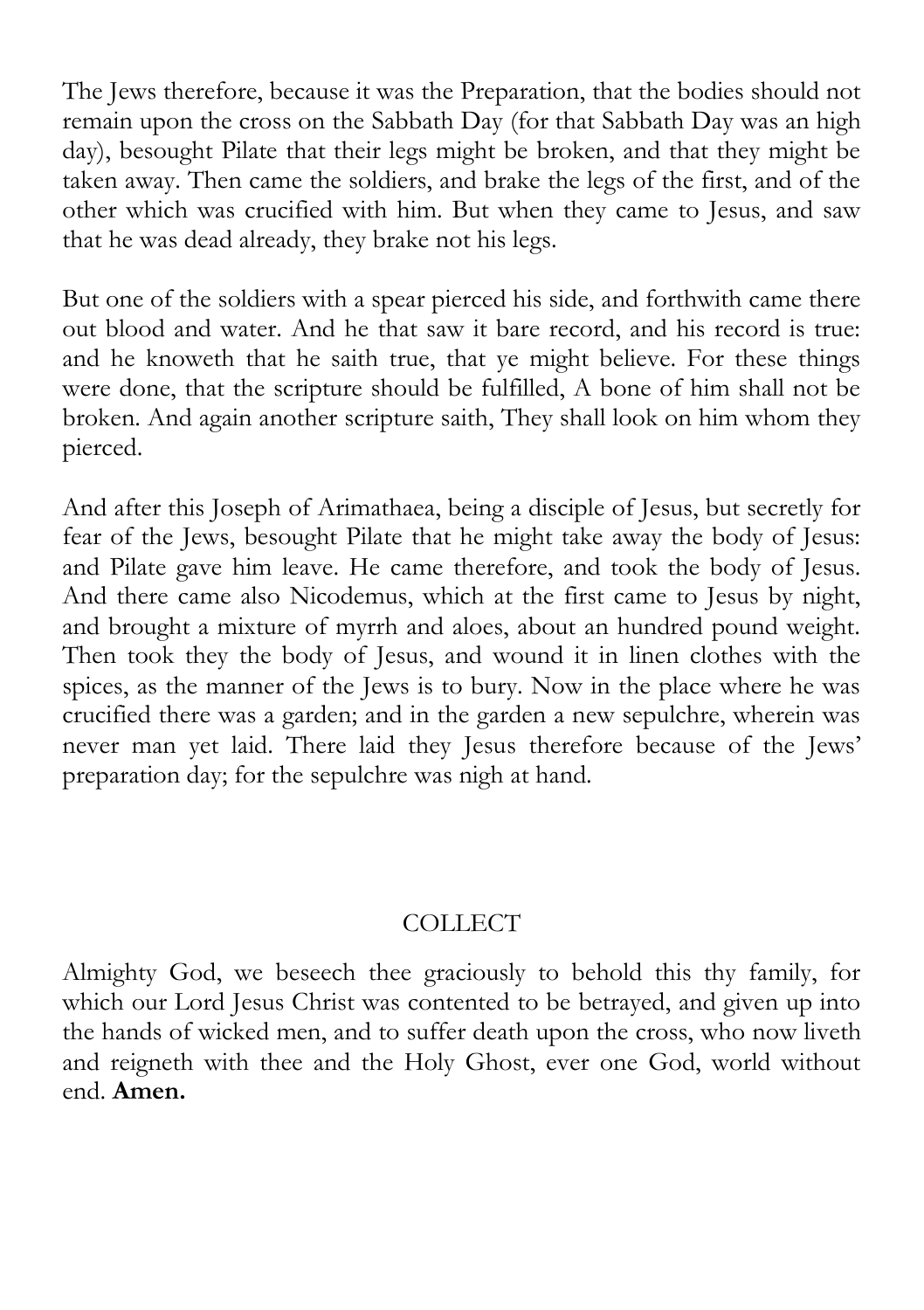The Jews therefore, because it was the Preparation, that the bodies should not remain upon the cross on the Sabbath Day (for that Sabbath Day was an high day), besought Pilate that their legs might be broken, and that they might be taken away. Then came the soldiers, and brake the legs of the first, and of the other which was crucified with him. But when they came to Jesus, and saw that he was dead already, they brake not his legs.

But one of the soldiers with a spear pierced his side, and forthwith came there out blood and water. And he that saw it bare record, and his record is true: and he knoweth that he saith true, that ye might believe. For these things were done, that the scripture should be fulfilled, A bone of him shall not be broken. And again another scripture saith, They shall look on him whom they pierced.

And after this Joseph of Arimathaea, being a disciple of Jesus, but secretly for fear of the Jews, besought Pilate that he might take away the body of Jesus: and Pilate gave him leave. He came therefore, and took the body of Jesus. And there came also Nicodemus, which at the first came to Jesus by night, and brought a mixture of myrrh and aloes, about an hundred pound weight. Then took they the body of Jesus, and wound it in linen clothes with the spices, as the manner of the Jews is to bury. Now in the place where he was crucified there was a garden; and in the garden a new sepulchre, wherein was never man yet laid. There laid they Jesus therefore because of the Jews' preparation day; for the sepulchre was nigh at hand.

## COLLECT

Almighty God, we beseech thee graciously to behold this thy family, for which our Lord Jesus Christ was contented to be betrayed, and given up into the hands of wicked men, and to suffer death upon the cross, who now liveth and reigneth with thee and the Holy Ghost, ever one God, world without end. **Amen.**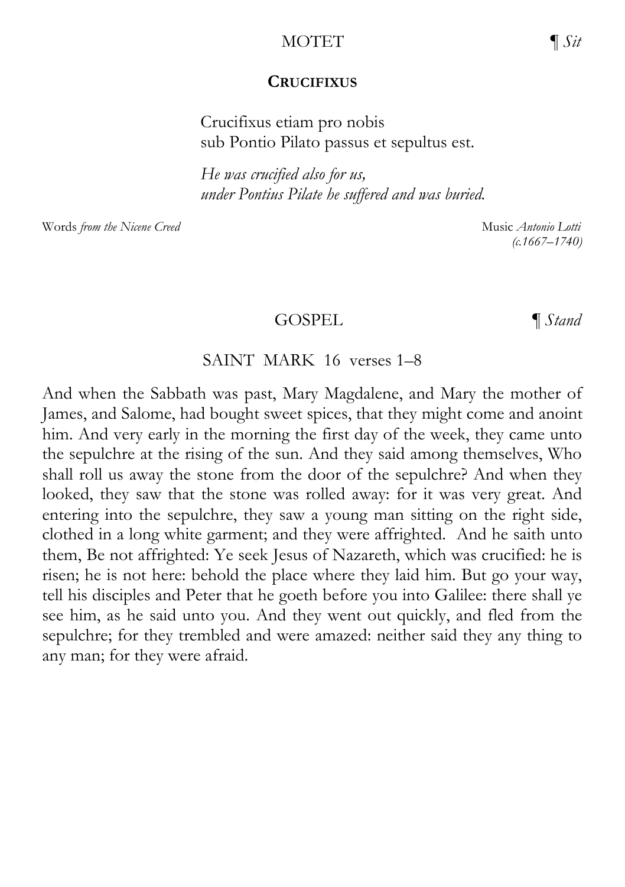## MOTET ¶ *Sit*

### CRUCIFIXUS

Crucifixus etiam pro nobis
sub Pontio Pilato passus et sepultus est.

*He was crucified also for us,*
*under Pontius Pilate he suffered and was buried.*

Words *from the Nicene Creed*

Music *Antonio Lotti (c.1667–1740)*

## GOSPEL ¶ *Stand*

### SAINT MARK 16 verses 1–8

And when the Sabbath was past, Mary Magdalene, and Mary the mother of James, and Salome, had bought sweet spices, that they might come and anoint him. And very early in the morning the first day of the week, they came unto the sepulchre at the rising of the sun. And they said among themselves, Who shall roll us away the stone from the door of the sepulchre? And when they looked, they saw that the stone was rolled away: for it was very great. And entering into the sepulchre, they saw a young man sitting on the right side, clothed in a long white garment; and they were affrighted. And he saith unto them, Be not affrighted: Ye seek Jesus of Nazareth, which was crucified: he is risen; he is not here: behold the place where they laid him. But go your way, tell his disciples and Peter that he goeth before you into Galilee: there shall ye see him, as he said unto you. And they went out quickly, and fled from the sepulchre; for they trembled and were amazed: neither said they any thing to any man; for they were afraid.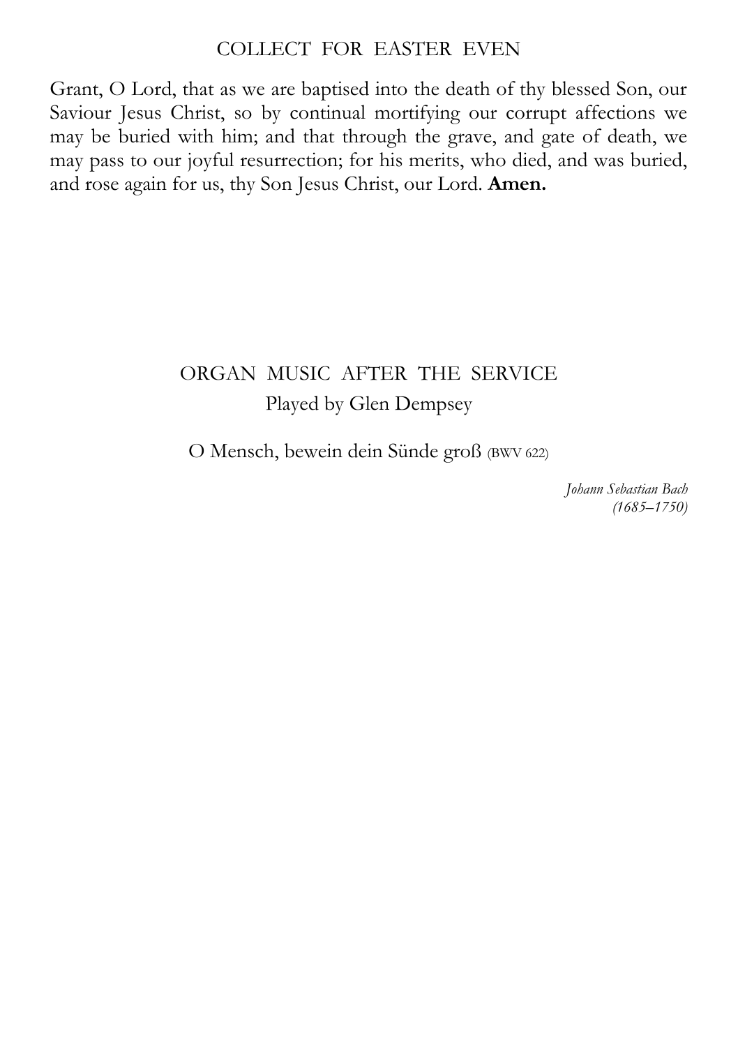## COLLECT FOR EASTER EVEN

Grant, O Lord, that as we are baptised into the death of thy blessed Son, our Saviour Jesus Christ, so by continual mortifying our corrupt affections we may be buried with him; and that through the grave, and gate of death, we may pass to our joyful resurrection; for his merits, who died, and was buried, and rose again for us, thy Son Jesus Christ, our Lord. **Amen.**

## ORGAN MUSIC AFTER THE SERVICE

Played by Glen Dempsey

O Mensch, bewein dein Sünde groß (BWV 622)

*Johann Sebastian Bach*
*(1685–1750)*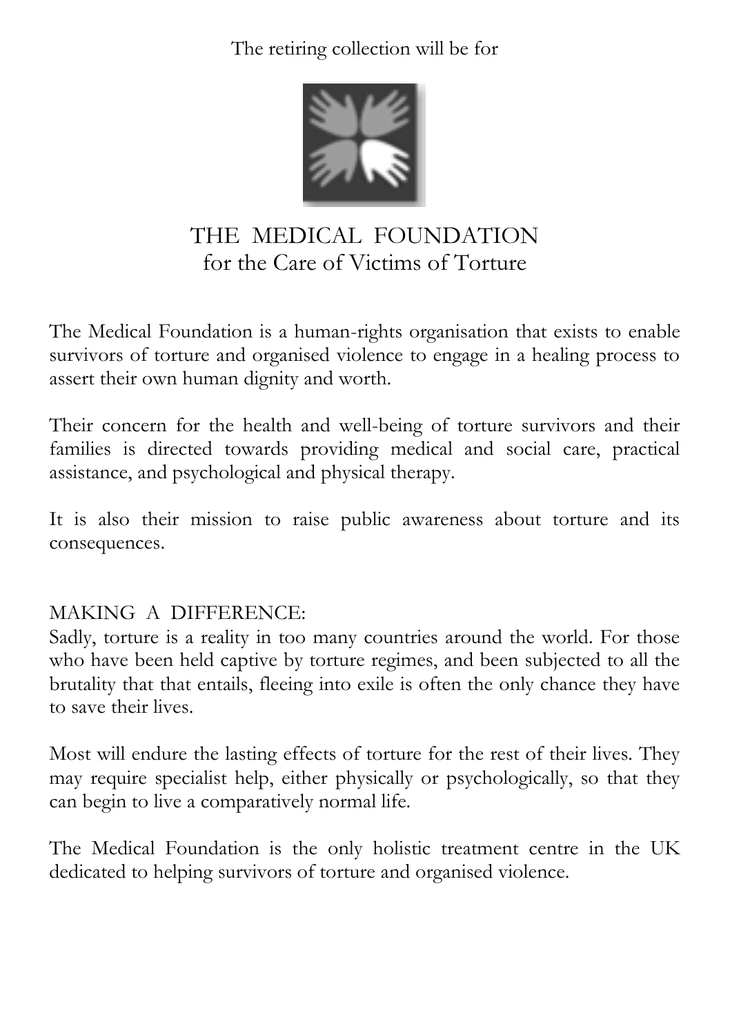The retiring collection will be for

# THE MEDICAL FOUNDATION
## for the Care of Victims of Torture

The Medical Foundation is a human-rights organisation that exists to enable survivors of torture and organised violence to engage in a healing process to assert their own human dignity and worth.

Their concern for the health and well-being of torture survivors and their families is directed towards providing medical and social care, practical assistance, and psychological and physical therapy.

It is also their mission to raise public awareness about torture and its consequences.

MAKING A DIFFERENCE:
Sadly, torture is a reality in too many countries around the world. For those who have been held captive by torture regimes, and been subjected to all the brutality that that entails, fleeing into exile is often the only chance they have to save their lives.

Most will endure the lasting effects of torture for the rest of their lives. They may require specialist help, either physically or psychologically, so that they can begin to live a comparatively normal life.

The Medical Foundation is the only holistic treatment centre in the UK dedicated to helping survivors of torture and organised violence.